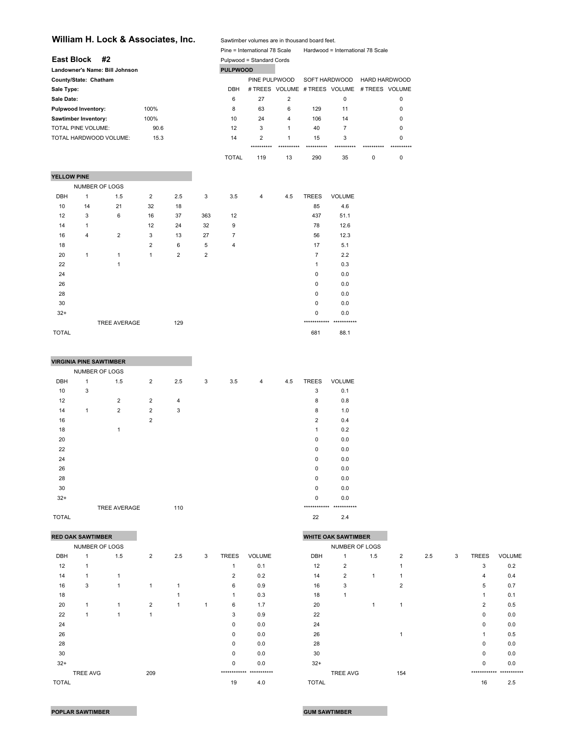## William H. Lock & Associates, Inc.

Sawtimber volumes are in thousand board feet.

Pine = International 78 Scale    Hardwood = International 78 Scale

Pulpwood = Standard Cords

### East Block #2

**Landowner's Name: Bill Johnson**

**County/State: Chatham**

**Sale Type:**

**Sale Date:**

| | |
|---|---|
| **Pulpwood Inventory:** | 100% |
| **Sawtimber Inventory:** | 100% |
| TOTAL PINE VOLUME: | 90.6 |
| TOTAL HARDWOOD VOLUME: | 15.3 |

**PULPWOOD**

| DBH | PINE PULPWOOD # TREES | PINE PULPWOOD VOLUME | SOFT HARDWOOD # TREES | SOFT HARDWOOD VOLUME | HARD HARDWOOD # TREES | HARD HARDWOOD VOLUME |
|---|---|---|---|---|---|---|
| 6 | 27 | 2 | | 0 | | 0 |
| 8 | 63 | 6 | 129 | 11 | | 0 |
| 10 | 24 | 4 | 106 | 14 | | 0 |
| 12 | 3 | 1 | 40 | 7 | | 0 |
| 14 | 2 | 1 | 15 | 3 | | 0 |
| TOTAL | 119 | 13 | 290 | 35 | 0 | 0 |

**YELLOW PINE**

NUMBER OF LOGS

| DBH | 1 | 1.5 | 2 | 2.5 | 3 | 3.5 | 4 | 4.5 | TREES | VOLUME |
|---|---|---|---|---|---|---|---|---|---|---|
| 10 | 14 | 21 | 32 | 18 | | | | | 85 | 4.6 |
| 12 | 3 | 6 | 16 | 37 | 363 | 12 | | | 437 | 51.1 |
| 14 | 1 | | 12 | 24 | 32 | 9 | | | 78 | 12.6 |
| 16 | 4 | 2 | 3 | 13 | 27 | 7 | | | 56 | 12.3 |
| 18 | | | 2 | 6 | 5 | 4 | | | 17 | 5.1 |
| 20 | 1 | 1 | 1 | 2 | 2 | | | | 7 | 2.2 |
| 22 | | 1 | | | | | | | 1 | 0.3 |
| 24 | | | | | | | | | 0 | 0.0 |
| 26 | | | | | | | | | 0 | 0.0 |
| 28 | | | | | | | | | 0 | 0.0 |
| 30 | | | | | | | | | 0 | 0.0 |
| 32+ | | | | | | | | | 0 | 0.0 |
| | | TREE AVERAGE | | 129 | | | | | | |
| TOTAL | | | | | | | | | 681 | 88.1 |

**VIRGINIA PINE SAWTIMBER**

NUMBER OF LOGS

| DBH | 1 | 1.5 | 2 | 2.5 | 3 | 3.5 | 4 | 4.5 | TREES | VOLUME |
|---|---|---|---|---|---|---|---|---|---|---|
| 10 | 3 | | | | | | | | 3 | 0.1 |
| 12 | | 2 | 2 | 4 | | | | | 8 | 0.8 |
| 14 | 1 | 2 | 2 | 3 | | | | | 8 | 1.0 |
| 16 | | | 2 | | | | | | 2 | 0.4 |
| 18 | | 1 | | | | | | | 1 | 0.2 |
| 20 | | | | | | | | | 0 | 0.0 |
| 22 | | | | | | | | | 0 | 0.0 |
| 24 | | | | | | | | | 0 | 0.0 |
| 26 | | | | | | | | | 0 | 0.0 |
| 28 | | | | | | | | | 0 | 0.0 |
| 30 | | | | | | | | | 0 | 0.0 |
| 32+ | | | | | | | | | 0 | 0.0 |
| | | TREE AVERAGE | | 110 | | | | | | |
| TOTAL | | | | | | | | | 22 | 2.4 |

**RED OAK SAWTIMBER**

NUMBER OF LOGS

| DBH | 1 | 1.5 | 2 | 2.5 | 3 | TREES | VOLUME |
|---|---|---|---|---|---|---|---|
| 12 | 1 | | | | | 1 | 0.1 |
| 14 | 1 | 1 | | | | 2 | 0.2 |
| 16 | 3 | 1 | 1 | 1 | | 6 | 0.9 |
| 18 | | | | 1 | | 1 | 0.3 |
| 20 | 1 | 1 | 2 | 1 | 1 | 6 | 1.7 |
| 22 | 1 | 1 | 1 | | | 3 | 0.9 |
| 24 | | | | | | 0 | 0.0 |
| 26 | | | | | | 0 | 0.0 |
| 28 | | | | | | 0 | 0.0 |
| 30 | | | | | | 0 | 0.0 |
| 32+ | | | | | | 0 | 0.0 |
| | TREE AVG | | 209 | | | | |
| TOTAL | | | | | | 19 | 4.0 |

**WHITE OAK SAWTIMBER**

NUMBER OF LOGS

| DBH | 1 | 1.5 | 2 | 2.5 | 3 | TREES | VOLUME |
|---|---|---|---|---|---|---|---|
| 12 | 2 | | 1 | | | 3 | 0.2 |
| 14 | 2 | 1 | 1 | | | 4 | 0.4 |
| 16 | 3 | | 2 | | | 5 | 0.7 |
| 18 | 1 | | | | | 1 | 0.1 |
| 20 | | 1 | 1 | | | 2 | 0.5 |
| 22 | | | | | | 0 | 0.0 |
| 24 | | | | | | 0 | 0.0 |
| 26 | | | 1 | | | 1 | 0.5 |
| 28 | | | | | | 0 | 0.0 |
| 30 | | | | | | 0 | 0.0 |
| 32+ | | | | | | 0 | 0.0 |
| | TREE AVG | | 154 | | | | |
| TOTAL | | | | | | 16 | 2.5 |

**POPLAR SAWTIMBER**

**GUM SAWTIMBER**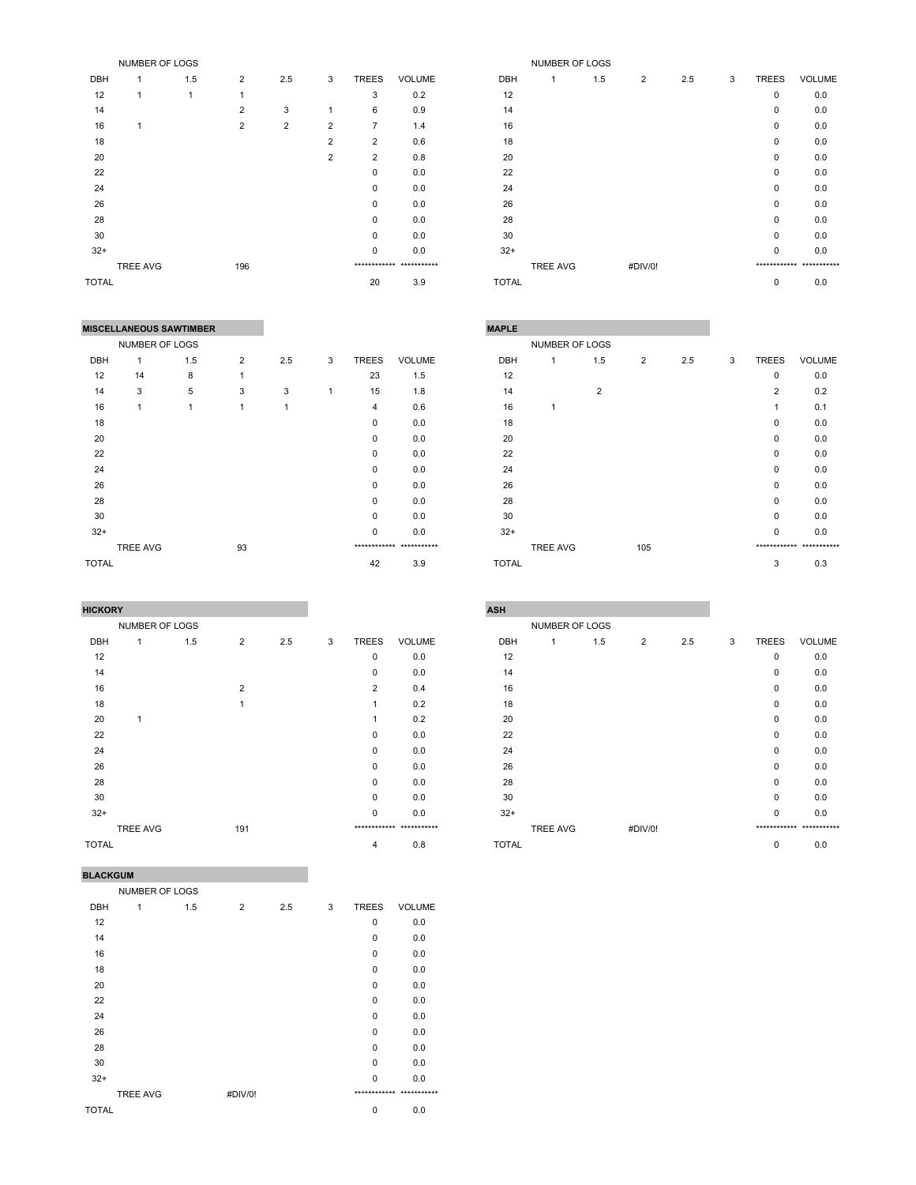| | NUMBER OF LOGS | | | | | | |
|---|---|---|---|---|---|---|---|
| DBH | 1 | 1.5 | 2 | 2.5 | 3 | TREES | VOLUME |
| 12 | 1 | 1 | 1 | | | 3 | 0.2 |
| 14 | | | 2 | 3 | 1 | 6 | 0.9 |
| 16 | 1 | | 2 | 2 | 2 | 7 | 1.4 |
| 18 | | | | | 2 | 2 | 0.6 |
| 20 | | | | | 2 | 2 | 0.8 |
| 22 | | | | | | 0 | 0.0 |
| 24 | | | | | | 0 | 0.0 |
| 26 | | | | | | 0 | 0.0 |
| 28 | | | | | | 0 | 0.0 |
| 30 | | | | | | 0 | 0.0 |
| 32+ | | | | | | 0 | 0.0 |
| | TREE AVG | | 196 | | | ************ | *********** |
| TOTAL | | | | | | 20 | 3.9 |

| | NUMBER OF LOGS | | | | | | |
|---|---|---|---|---|---|---|---|
| DBH | 1 | 1.5 | 2 | 2.5 | 3 | TREES | VOLUME |
| 12 | | | | | | 0 | 0.0 |
| 14 | | | | | | 0 | 0.0 |
| 16 | | | | | | 0 | 0.0 |
| 18 | | | | | | 0 | 0.0 |
| 20 | | | | | | 0 | 0.0 |
| 22 | | | | | | 0 | 0.0 |
| 24 | | | | | | 0 | 0.0 |
| 26 | | | | | | 0 | 0.0 |
| 28 | | | | | | 0 | 0.0 |
| 30 | | | | | | 0 | 0.0 |
| 32+ | | | | | | 0 | 0.0 |
| | TREE AVG | | #DIV/0! | | | ************ | *********** |
| TOTAL | | | | | | 0 | 0.0 |

**MISCELLANEOUS SAWTIMBER**

| | NUMBER OF LOGS | | | | | | |
|---|---|---|---|---|---|---|---|
| DBH | 1 | 1.5 | 2 | 2.5 | 3 | TREES | VOLUME |
| 12 | 14 | 8 | 1 | | | 23 | 1.5 |
| 14 | 3 | 5 | 3 | 3 | 1 | 15 | 1.8 |
| 16 | 1 | 1 | 1 | 1 | | 4 | 0.6 |
| 18 | | | | | | 0 | 0.0 |
| 20 | | | | | | 0 | 0.0 |
| 22 | | | | | | 0 | 0.0 |
| 24 | | | | | | 0 | 0.0 |
| 26 | | | | | | 0 | 0.0 |
| 28 | | | | | | 0 | 0.0 |
| 30 | | | | | | 0 | 0.0 |
| 32+ | | | | | | 0 | 0.0 |
| | TREE AVG | | 93 | | | ************ | *********** |
| TOTAL | | | | | | 42 | 3.9 |

**MAPLE**

| | NUMBER OF LOGS | | | | | | |
|---|---|---|---|---|---|---|---|
| DBH | 1 | 1.5 | 2 | 2.5 | 3 | TREES | VOLUME |
| 12 | | | | | | 0 | 0.0 |
| 14 | | 2 | | | | 2 | 0.2 |
| 16 | 1 | | | | | 1 | 0.1 |
| 18 | | | | | | 0 | 0.0 |
| 20 | | | | | | 0 | 0.0 |
| 22 | | | | | | 0 | 0.0 |
| 24 | | | | | | 0 | 0.0 |
| 26 | | | | | | 0 | 0.0 |
| 28 | | | | | | 0 | 0.0 |
| 30 | | | | | | 0 | 0.0 |
| 32+ | | | | | | 0 | 0.0 |
| | TREE AVG | | 105 | | | ************ | *********** |
| TOTAL | | | | | | 3 | 0.3 |

**HICKORY**

| | NUMBER OF LOGS | | | | | | |
|---|---|---|---|---|---|---|---|
| DBH | 1 | 1.5 | 2 | 2.5 | 3 | TREES | VOLUME |
| 12 | | | | | | 0 | 0.0 |
| 14 | | | | | | 0 | 0.0 |
| 16 | | | 2 | | | 2 | 0.4 |
| 18 | | | 1 | | | 1 | 0.2 |
| 20 | 1 | | | | | 1 | 0.2 |
| 22 | | | | | | 0 | 0.0 |
| 24 | | | | | | 0 | 0.0 |
| 26 | | | | | | 0 | 0.0 |
| 28 | | | | | | 0 | 0.0 |
| 30 | | | | | | 0 | 0.0 |
| 32+ | | | | | | 0 | 0.0 |
| | TREE AVG | | 191 | | | ************ | *********** |
| TOTAL | | | | | | 4 | 0.8 |

**ASH**

| | NUMBER OF LOGS | | | | | | |
|---|---|---|---|---|---|---|---|
| DBH | 1 | 1.5 | 2 | 2.5 | 3 | TREES | VOLUME |
| 12 | | | | | | 0 | 0.0 |
| 14 | | | | | | 0 | 0.0 |
| 16 | | | | | | 0 | 0.0 |
| 18 | | | | | | 0 | 0.0 |
| 20 | | | | | | 0 | 0.0 |
| 22 | | | | | | 0 | 0.0 |
| 24 | | | | | | 0 | 0.0 |
| 26 | | | | | | 0 | 0.0 |
| 28 | | | | | | 0 | 0.0 |
| 30 | | | | | | 0 | 0.0 |
| 32+ | | | | | | 0 | 0.0 |
| | TREE AVG | | #DIV/0! | | | ************ | *********** |
| TOTAL | | | | | | 0 | 0.0 |

**BLACKGUM**

| | NUMBER OF LOGS | | | | | | |
|---|---|---|---|---|---|---|---|
| DBH | 1 | 1.5 | 2 | 2.5 | 3 | TREES | VOLUME |
| 12 | | | | | | 0 | 0.0 |
| 14 | | | | | | 0 | 0.0 |
| 16 | | | | | | 0 | 0.0 |
| 18 | | | | | | 0 | 0.0 |
| 20 | | | | | | 0 | 0.0 |
| 22 | | | | | | 0 | 0.0 |
| 24 | | | | | | 0 | 0.0 |
| 26 | | | | | | 0 | 0.0 |
| 28 | | | | | | 0 | 0.0 |
| 30 | | | | | | 0 | 0.0 |
| 32+ | | | | | | 0 | 0.0 |
| | TREE AVG | | #DIV/0! | | | ************ | *********** |
| TOTAL | | | | | | 0 | 0.0 |